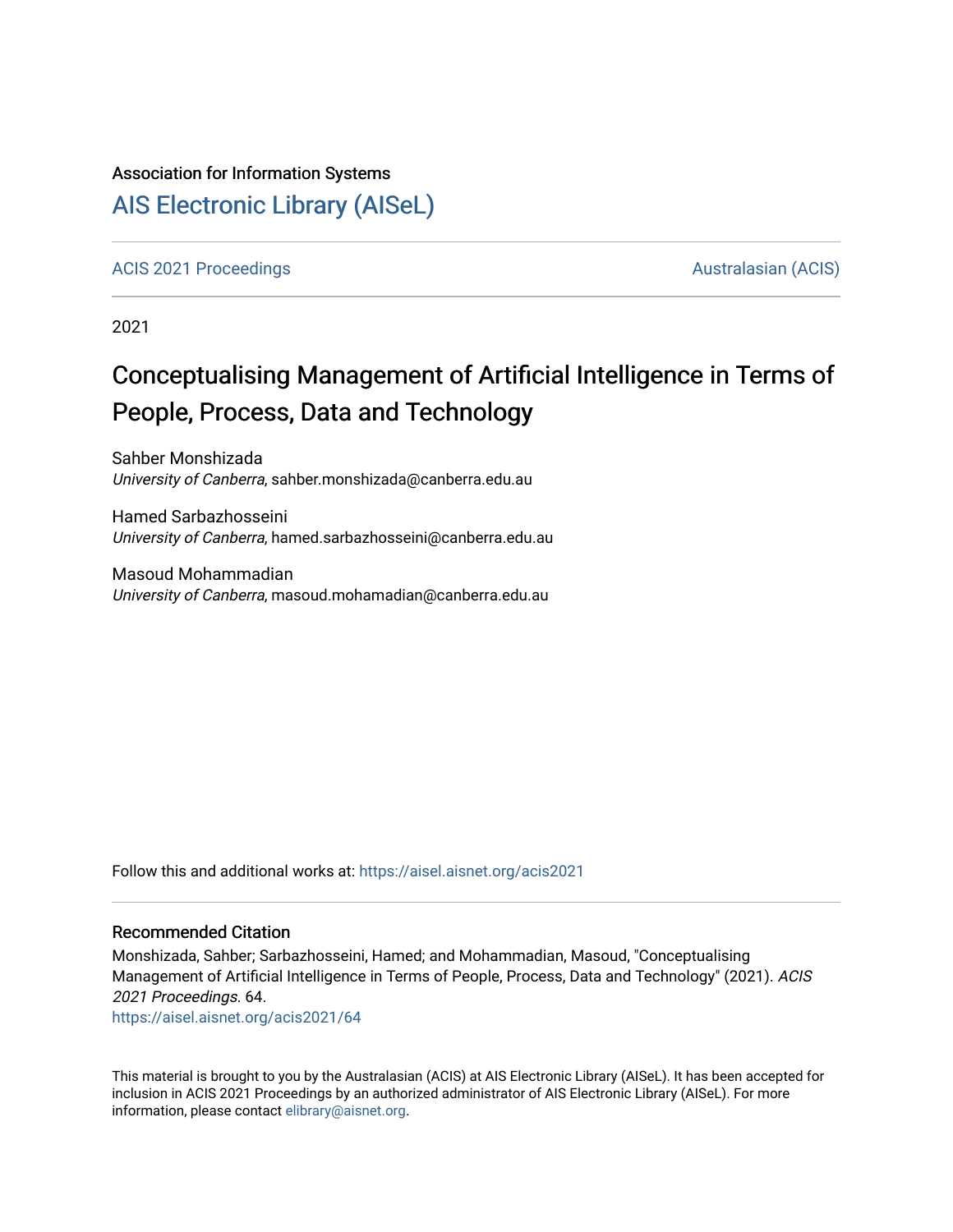Association for Information Systems

# AIS Electronic Library (AISeL)

ACIS 2021 Proceedings | Australasian (ACIS)

2021

# Conceptualising Management of Artificial Intelligence in Terms of People, Process, Data and Technology

Sahber Monshizada
*University of Canberra*, sahber.monshizada@canberra.edu.au

Hamed Sarbazhosseini
*University of Canberra*, hamed.sarbazhosseini@canberra.edu.au

Masoud Mohammadian
*University of Canberra*, masoud.mohamadian@canberra.edu.au

Follow this and additional works at: https://aisel.aisnet.org/acis2021

## Recommended Citation

Monshizada, Sahber; Sarbazhosseini, Hamed; and Mohammadian, Masoud, "Conceptualising Management of Artificial Intelligence in Terms of People, Process, Data and Technology" (2021). *ACIS 2021 Proceedings*. 64.
https://aisel.aisnet.org/acis2021/64

This material is brought to you by the Australasian (ACIS) at AIS Electronic Library (AISeL). It has been accepted for inclusion in ACIS 2021 Proceedings by an authorized administrator of AIS Electronic Library (AISeL). For more information, please contact elibrary@aisnet.org.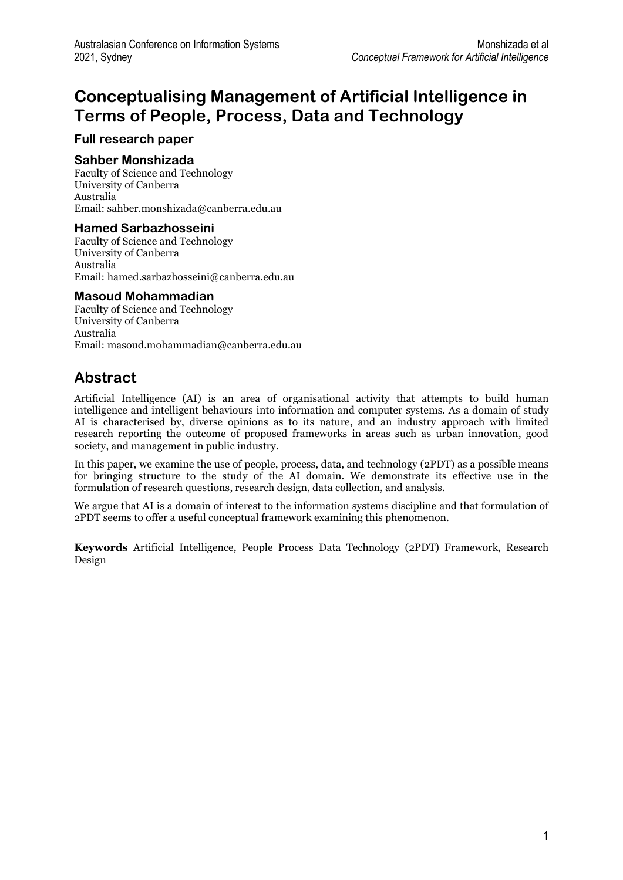# Conceptualising Management of Artificial Intelligence in Terms of People, Process, Data and Technology

**Full research paper**

### Sahber Monshizada

Faculty of Science and Technology
University of Canberra
Australia
Email: sahber.monshizada@canberra.edu.au

### Hamed Sarbazhosseini

Faculty of Science and Technology
University of Canberra
Australia
Email: hamed.sarbazhosseini@canberra.edu.au

### Masoud Mohammadian

Faculty of Science and Technology
University of Canberra
Australia
Email: masoud.mohammadian@canberra.edu.au

## Abstract

Artificial Intelligence (AI) is an area of organisational activity that attempts to build human intelligence and intelligent behaviours into information and computer systems. As a domain of study AI is characterised by, diverse opinions as to its nature, and an industry approach with limited research reporting the outcome of proposed frameworks in areas such as urban innovation, good society, and management in public industry.

In this paper, we examine the use of people, process, data, and technology (2PDT) as a possible means for bringing structure to the study of the AI domain. We demonstrate its effective use in the formulation of research questions, research design, data collection, and analysis.

We argue that AI is a domain of interest to the information systems discipline and that formulation of 2PDT seems to offer a useful conceptual framework examining this phenomenon.

**Keywords** Artificial Intelligence, People Process Data Technology (2PDT) Framework, Research Design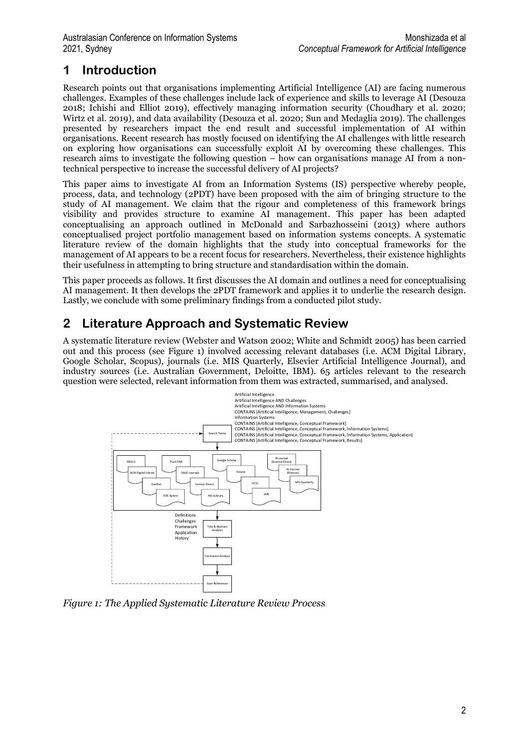## 1 Introduction

Research points out that organisations implementing Artificial Intelligence (AI) are facing numerous challenges. Examples of these challenges include lack of experience and skills to leverage AI (Desouza 2018; Ichishi and Elliot 2019), effectively managing information security (Choudhary et al. 2020; Wirtz et al. 2019), and data availability (Desouza et al. 2020; Sun and Medaglia 2019). The challenges presented by researchers impact the end result and successful implementation of AI within organisations. Recent research has mostly focused on identifying the AI challenges with little research on exploring how organisations can successfully exploit AI by overcoming these challenges. This research aims to investigate the following question – how can organisations manage AI from a non-technical perspective to increase the successful delivery of AI projects?

This paper aims to investigate AI from an Information Systems (IS) perspective whereby people, process, data, and technology (2PDT) have been proposed with the aim of bringing structure to the study of AI management. We claim that the rigour and completeness of this framework brings visibility and provides structure to examine AI management. This paper has been adapted conceptualising an approach outlined in McDonald and Sarbazhosseini (2013) where authors conceptualised project portfolio management based on information systems concepts. A systematic literature review of the domain highlights that the study into conceptual frameworks for the management of AI appears to be a recent focus for researchers. Nevertheless, their existence highlights their usefulness in attempting to bring structure and standardisation within the domain.

This paper proceeds as follows. It first discusses the AI domain and outlines a need for conceptualising AI management. It then develops the 2PDT framework and applies it to underlie the research design. Lastly, we conclude with some preliminary findings from a conducted pilot study.

## 2 Literature Approach and Systematic Review

A systematic literature review (Webster and Watson 2002; White and Schmidt 2005) has been carried out and this process (see Figure 1) involved accessing relevant databases (i.e. ACM Digital Library, Google Scholar, Scopus), journals (i.e. MIS Quarterly, Elsevier Artificial Intelligence Journal), and industry sources (i.e. Australian Government, Deloitte, IBM). 65 articles relevant to the research question were selected, relevant information from them was extracted, summarised, and analysed.

Artificial Intelligence
Artificial Intelligence AND Challenges
Artificial Intelligence AND Information Systems
CONTAINS [Artificial Intelligence, Management, Challenges]
Information Systems
CONTAINS [Artificial Intelligence, Conceptual Framework]
CONTAINS [Artificial Intelligence, Conceptual Framework, Information Systems]
CONTAINS [Artificial Intelligence, Conceptual Framework, Information Systems, Application]
CONTAINS [Artificial Intelligence, Conceptual Framework, Results]

Search Terms

EBSCO | PLoS ONE | Google Scholar | AI Journal (Science Direct) | ACM Digital Library | SAGE Journals | Scopus | AI Journal (Elsevier) | Gartner | Science Direct | UCLC | MIS Quarterly | IEEE Xplore | AIS eLibrary | JAIR

Definitions
Challenges
Framework
Application
History

Title & Abstract Analysis

Conclusion Analysis

Scan References

*Figure 1: The Applied Systematic Literature Review Process*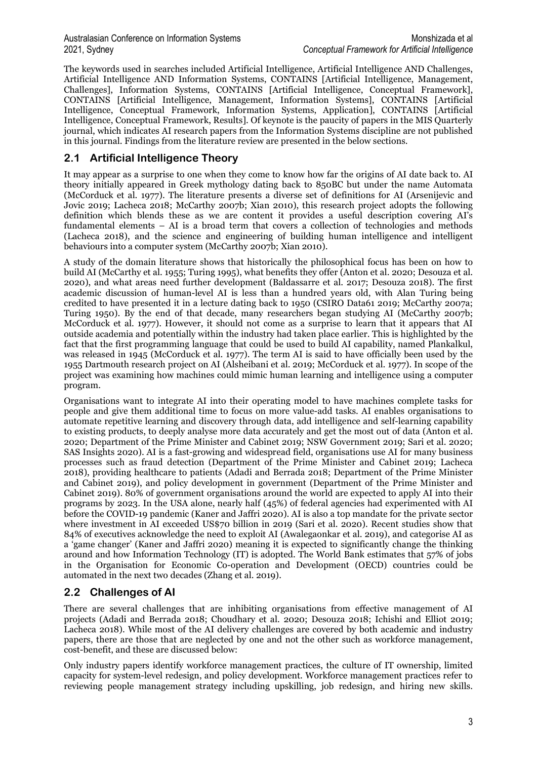The keywords used in searches included Artificial Intelligence, Artificial Intelligence AND Challenges, Artificial Intelligence AND Information Systems, CONTAINS [Artificial Intelligence, Management, Challenges], Information Systems, CONTAINS [Artificial Intelligence, Conceptual Framework], CONTAINS [Artificial Intelligence, Management, Information Systems], CONTAINS [Artificial Intelligence, Conceptual Framework, Information Systems, Application], CONTAINS [Artificial Intelligence, Conceptual Framework, Results]. Of keynote is the paucity of papers in the MIS Quarterly journal, which indicates AI research papers from the Information Systems discipline are not published in this journal. Findings from the literature review are presented in the below sections.

## 2.1 Artificial Intelligence Theory

It may appear as a surprise to one when they come to know how far the origins of AI date back to. AI theory initially appeared in Greek mythology dating back to 850BC but under the name Automata (McCorduck et al. 1977). The literature presents a diverse set of definitions for AI (Arsenijevic and Jovic 2019; Lacheca 2018; McCarthy 2007b; Xian 2010), this research project adopts the following definition which blends these as we are content it provides a useful description covering AI's fundamental elements – AI is a broad term that covers a collection of technologies and methods (Lacheca 2018), and the science and engineering of building human intelligence and intelligent behaviours into a computer system (McCarthy 2007b; Xian 2010).

A study of the domain literature shows that historically the philosophical focus has been on how to build AI (McCarthy et al. 1955; Turing 1995), what benefits they offer (Anton et al. 2020; Desouza et al. 2020), and what areas need further development (Baldassarre et al. 2017; Desouza 2018). The first academic discussion of human-level AI is less than a hundred years old, with Alan Turing being credited to have presented it in a lecture dating back to 1950 (CSIRO Data61 2019; McCarthy 2007a; Turing 1950). By the end of that decade, many researchers began studying AI (McCarthy 2007b; McCorduck et al. 1977). However, it should not come as a surprise to learn that it appears that AI outside academia and potentially within the industry had taken place earlier. This is highlighted by the fact that the first programming language that could be used to build AI capability, named Plankalkul, was released in 1945 (McCorduck et al. 1977). The term AI is said to have officially been used by the 1955 Dartmouth research project on AI (Alsheibani et al. 2019; McCorduck et al. 1977). In scope of the project was examining how machines could mimic human learning and intelligence using a computer program.

Organisations want to integrate AI into their operating model to have machines complete tasks for people and give them additional time to focus on more value-add tasks. AI enables organisations to automate repetitive learning and discovery through data, add intelligence and self-learning capability to existing products, to deeply analyse more data accurately and get the most out of data (Anton et al. 2020; Department of the Prime Minister and Cabinet 2019; NSW Government 2019; Sari et al. 2020; SAS Insights 2020). AI is a fast-growing and widespread field, organisations use AI for many business processes such as fraud detection (Department of the Prime Minister and Cabinet 2019; Lacheca 2018), providing healthcare to patients (Adadi and Berrada 2018; Department of the Prime Minister and Cabinet 2019), and policy development in government (Department of the Prime Minister and Cabinet 2019). 80% of government organisations around the world are expected to apply AI into their programs by 2023. In the USA alone, nearly half (45%) of federal agencies had experimented with AI before the COVID-19 pandemic (Kaner and Jaffri 2020). AI is also a top mandate for the private sector where investment in AI exceeded US$70 billion in 2019 (Sari et al. 2020). Recent studies show that 84% of executives acknowledge the need to exploit AI (Awalegaonkar et al. 2019), and categorise AI as a 'game changer' (Kaner and Jaffri 2020) meaning it is expected to significantly change the thinking around and how Information Technology (IT) is adopted. The World Bank estimates that 57% of jobs in the Organisation for Economic Co-operation and Development (OECD) countries could be automated in the next two decades (Zhang et al. 2019).

## 2.2 Challenges of AI

There are several challenges that are inhibiting organisations from effective management of AI projects (Adadi and Berrada 2018; Choudhary et al. 2020; Desouza 2018; Ichishi and Elliot 2019; Lacheca 2018). While most of the AI delivery challenges are covered by both academic and industry papers, there are those that are neglected by one and not the other such as workforce management, cost-benefit, and these are discussed below:

Only industry papers identify workforce management practices, the culture of IT ownership, limited capacity for system-level redesign, and policy development. Workforce management practices refer to reviewing people management strategy including upskilling, job redesign, and hiring new skills.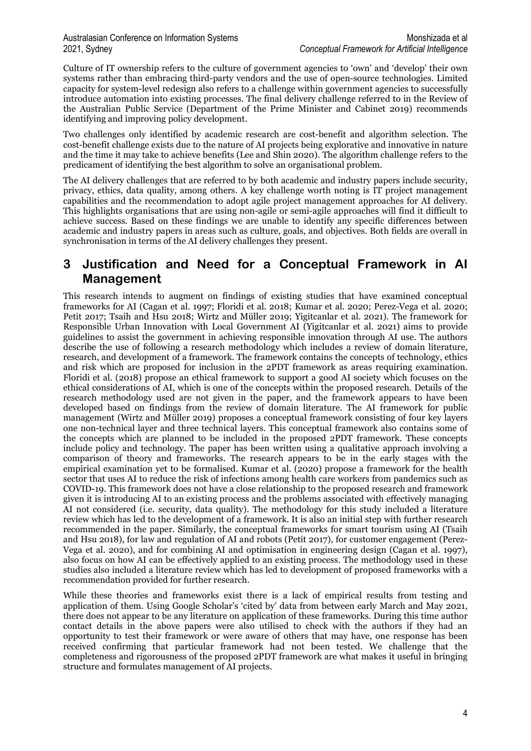Culture of IT ownership refers to the culture of government agencies to 'own' and 'develop' their own systems rather than embracing third-party vendors and the use of open-source technologies. Limited capacity for system-level redesign also refers to a challenge within government agencies to successfully introduce automation into existing processes. The final delivery challenge referred to in the Review of the Australian Public Service (Department of the Prime Minister and Cabinet 2019) recommends identifying and improving policy development.

Two challenges only identified by academic research are cost-benefit and algorithm selection. The cost-benefit challenge exists due to the nature of AI projects being explorative and innovative in nature and the time it may take to achieve benefits (Lee and Shin 2020). The algorithm challenge refers to the predicament of identifying the best algorithm to solve an organisational problem.

The AI delivery challenges that are referred to by both academic and industry papers include security, privacy, ethics, data quality, among others. A key challenge worth noting is IT project management capabilities and the recommendation to adopt agile project management approaches for AI delivery. This highlights organisations that are using non-agile or semi-agile approaches will find it difficult to achieve success. Based on these findings we are unable to identify any specific differences between academic and industry papers in areas such as culture, goals, and objectives. Both fields are overall in synchronisation in terms of the AI delivery challenges they present.

# 3 Justification and Need for a Conceptual Framework in AI Management

This research intends to augment on findings of existing studies that have examined conceptual frameworks for AI (Cagan et al. 1997; Floridi et al. 2018; Kumar et al. 2020; Perez-Vega et al. 2020; Petit 2017; Tsaih and Hsu 2018; Wirtz and Müller 2019; Yigitcanlar et al. 2021). The framework for Responsible Urban Innovation with Local Government AI (Yigitcanlar et al. 2021) aims to provide guidelines to assist the government in achieving responsible innovation through AI use. The authors describe the use of following a research methodology which includes a review of domain literature, research, and development of a framework. The framework contains the concepts of technology, ethics and risk which are proposed for inclusion in the 2PDT framework as areas requiring examination. Floridi et al. (2018) propose an ethical framework to support a good AI society which focuses on the ethical considerations of AI, which is one of the concepts within the proposed research. Details of the research methodology used are not given in the paper, and the framework appears to have been developed based on findings from the review of domain literature. The AI framework for public management (Wirtz and Müller 2019) proposes a conceptual framework consisting of four key layers one non-technical layer and three technical layers. This conceptual framework also contains some of the concepts which are planned to be included in the proposed 2PDT framework. These concepts include policy and technology. The paper has been written using a qualitative approach involving a comparison of theory and frameworks. The research appears to be in the early stages with the empirical examination yet to be formalised. Kumar et al. (2020) propose a framework for the health sector that uses AI to reduce the risk of infections among health care workers from pandemics such as COVID-19. This framework does not have a close relationship to the proposed research and framework given it is introducing AI to an existing process and the problems associated with effectively managing AI not considered (i.e. security, data quality). The methodology for this study included a literature review which has led to the development of a framework. It is also an initial step with further research recommended in the paper. Similarly, the conceptual frameworks for smart tourism using AI (Tsaih and Hsu 2018), for law and regulation of AI and robots (Petit 2017), for customer engagement (Perez-Vega et al. 2020), and for combining AI and optimisation in engineering design (Cagan et al. 1997), also focus on how AI can be effectively applied to an existing process. The methodology used in these studies also included a literature review which has led to development of proposed frameworks with a recommendation provided for further research.

While these theories and frameworks exist there is a lack of empirical results from testing and application of them. Using Google Scholar's 'cited by' data from between early March and May 2021, there does not appear to be any literature on application of these frameworks. During this time author contact details in the above papers were also utilised to check with the authors if they had an opportunity to test their framework or were aware of others that may have, one response has been received confirming that particular framework had not been tested. We challenge that the completeness and rigorousness of the proposed 2PDT framework are what makes it useful in bringing structure and formulates management of AI projects.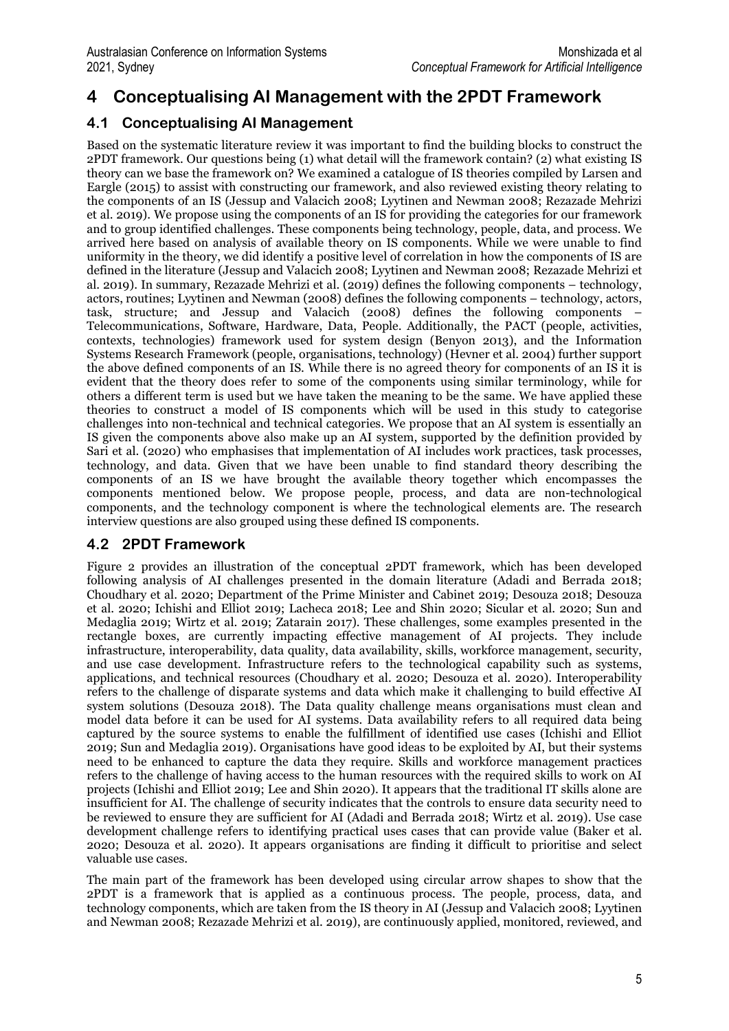# 4 Conceptualising AI Management with the 2PDT Framework

## 4.1 Conceptualising AI Management

Based on the systematic literature review it was important to find the building blocks to construct the 2PDT framework. Our questions being (1) what detail will the framework contain? (2) what existing IS theory can we base the framework on? We examined a catalogue of IS theories compiled by Larsen and Eargle (2015) to assist with constructing our framework, and also reviewed existing theory relating to the components of an IS (Jessup and Valacich 2008; Lyytinen and Newman 2008; Rezazade Mehrizi et al. 2019). We propose using the components of an IS for providing the categories for our framework and to group identified challenges. These components being technology, people, data, and process. We arrived here based on analysis of available theory on IS components. While we were unable to find uniformity in the theory, we did identify a positive level of correlation in how the components of IS are defined in the literature (Jessup and Valacich 2008; Lyytinen and Newman 2008; Rezazade Mehrizi et al. 2019). In summary, Rezazade Mehrizi et al. (2019) defines the following components – technology, actors, routines; Lyytinen and Newman (2008) defines the following components – technology, actors, task, structure; and Jessup and Valacich (2008) defines the following components – Telecommunications, Software, Hardware, Data, People. Additionally, the PACT (people, activities, contexts, technologies) framework used for system design (Benyon 2013), and the Information Systems Research Framework (people, organisations, technology) (Hevner et al. 2004) further support the above defined components of an IS. While there is no agreed theory for components of an IS it is evident that the theory does refer to some of the components using similar terminology, while for others a different term is used but we have taken the meaning to be the same. We have applied these theories to construct a model of IS components which will be used in this study to categorise challenges into non-technical and technical categories. We propose that an AI system is essentially an IS given the components above also make up an AI system, supported by the definition provided by Sari et al. (2020) who emphasises that implementation of AI includes work practices, task processes, technology, and data. Given that we have been unable to find standard theory describing the components of an IS we have brought the available theory together which encompasses the components mentioned below. We propose people, process, and data are non-technological components, and the technology component is where the technological elements are. The research interview questions are also grouped using these defined IS components.

## 4.2 2PDT Framework

Figure 2 provides an illustration of the conceptual 2PDT framework, which has been developed following analysis of AI challenges presented in the domain literature (Adadi and Berrada 2018; Choudhary et al. 2020; Department of the Prime Minister and Cabinet 2019; Desouza 2018; Desouza et al. 2020; Ichishi and Elliot 2019; Lacheca 2018; Lee and Shin 2020; Sicular et al. 2020; Sun and Medaglia 2019; Wirtz et al. 2019; Zatarain 2017). These challenges, some examples presented in the rectangle boxes, are currently impacting effective management of AI projects. They include infrastructure, interoperability, data quality, data availability, skills, workforce management, security, and use case development. Infrastructure refers to the technological capability such as systems, applications, and technical resources (Choudhary et al. 2020; Desouza et al. 2020). Interoperability refers to the challenge of disparate systems and data which make it challenging to build effective AI system solutions (Desouza 2018). The Data quality challenge means organisations must clean and model data before it can be used for AI systems. Data availability refers to all required data being captured by the source systems to enable the fulfillment of identified use cases (Ichishi and Elliot 2019; Sun and Medaglia 2019). Organisations have good ideas to be exploited by AI, but their systems need to be enhanced to capture the data they require. Skills and workforce management practices refers to the challenge of having access to the human resources with the required skills to work on AI projects (Ichishi and Elliot 2019; Lee and Shin 2020). It appears that the traditional IT skills alone are insufficient for AI. The challenge of security indicates that the controls to ensure data security need to be reviewed to ensure they are sufficient for AI (Adadi and Berrada 2018; Wirtz et al. 2019). Use case development challenge refers to identifying practical uses cases that can provide value (Baker et al. 2020; Desouza et al. 2020). It appears organisations are finding it difficult to prioritise and select valuable use cases.

The main part of the framework has been developed using circular arrow shapes to show that the 2PDT is a framework that is applied as a continuous process. The people, process, data, and technology components, which are taken from the IS theory in AI (Jessup and Valacich 2008; Lyytinen and Newman 2008; Rezazade Mehrizi et al. 2019), are continuously applied, monitored, reviewed, and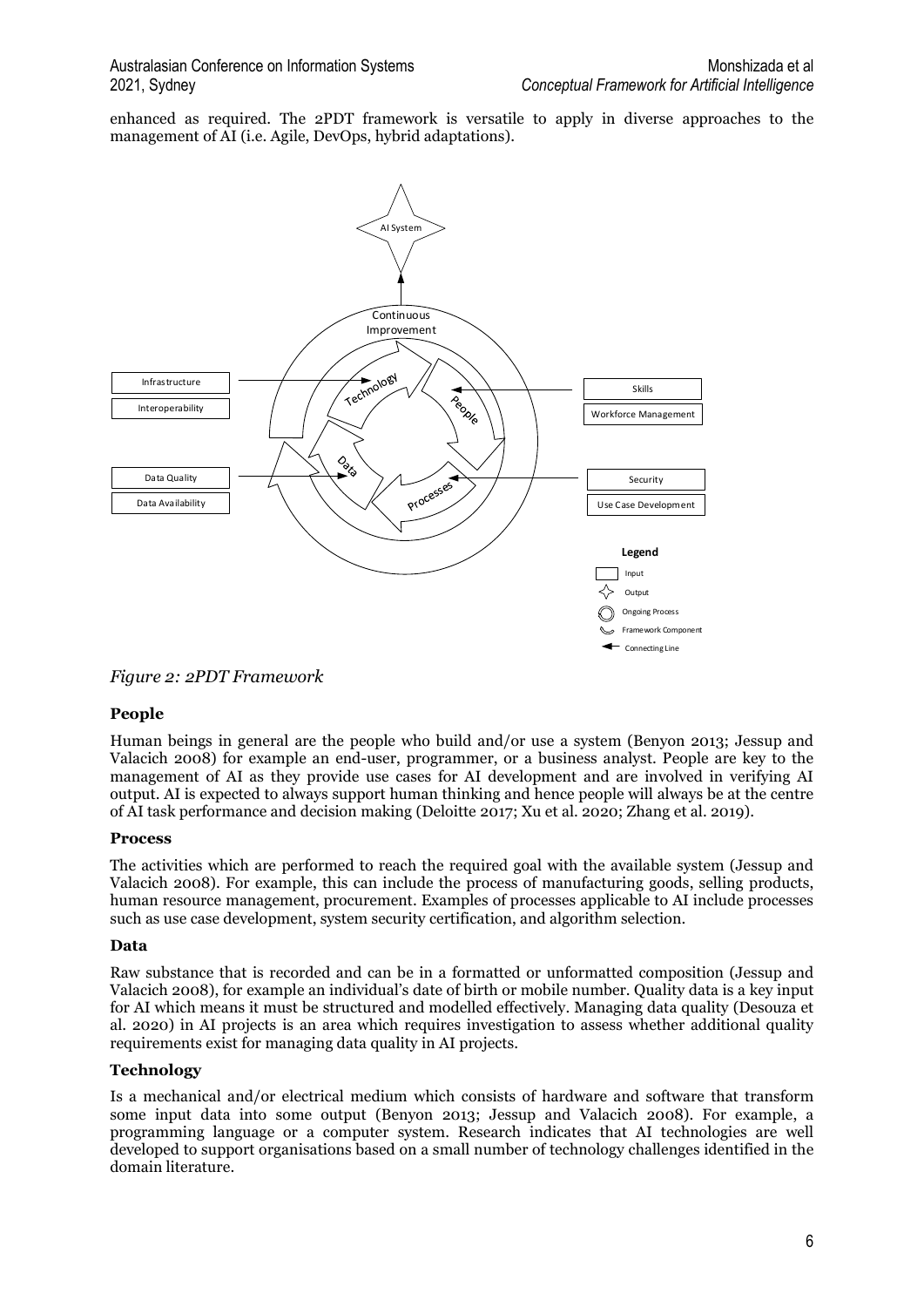enhanced as required. The 2PDT framework is versatile to apply in diverse approaches to the management of AI (i.e. Agile, DevOps, hybrid adaptations).

*Figure 2: 2PDT Framework*

### People

Human beings in general are the people who build and/or use a system (Benyon 2013; Jessup and Valacich 2008) for example an end-user, programmer, or a business analyst. People are key to the management of AI as they provide use cases for AI development and are involved in verifying AI output. AI is expected to always support human thinking and hence people will always be at the centre of AI task performance and decision making (Deloitte 2017; Xu et al. 2020; Zhang et al. 2019).

### Process

The activities which are performed to reach the required goal with the available system (Jessup and Valacich 2008). For example, this can include the process of manufacturing goods, selling products, human resource management, procurement. Examples of processes applicable to AI include processes such as use case development, system security certification, and algorithm selection.

### Data

Raw substance that is recorded and can be in a formatted or unformatted composition (Jessup and Valacich 2008), for example an individual's date of birth or mobile number. Quality data is a key input for AI which means it must be structured and modelled effectively. Managing data quality (Desouza et al. 2020) in AI projects is an area which requires investigation to assess whether additional quality requirements exist for managing data quality in AI projects.

### Technology

Is a mechanical and/or electrical medium which consists of hardware and software that transform some input data into some output (Benyon 2013; Jessup and Valacich 2008). For example, a programming language or a computer system. Research indicates that AI technologies are well developed to support organisations based on a small number of technology challenges identified in the domain literature.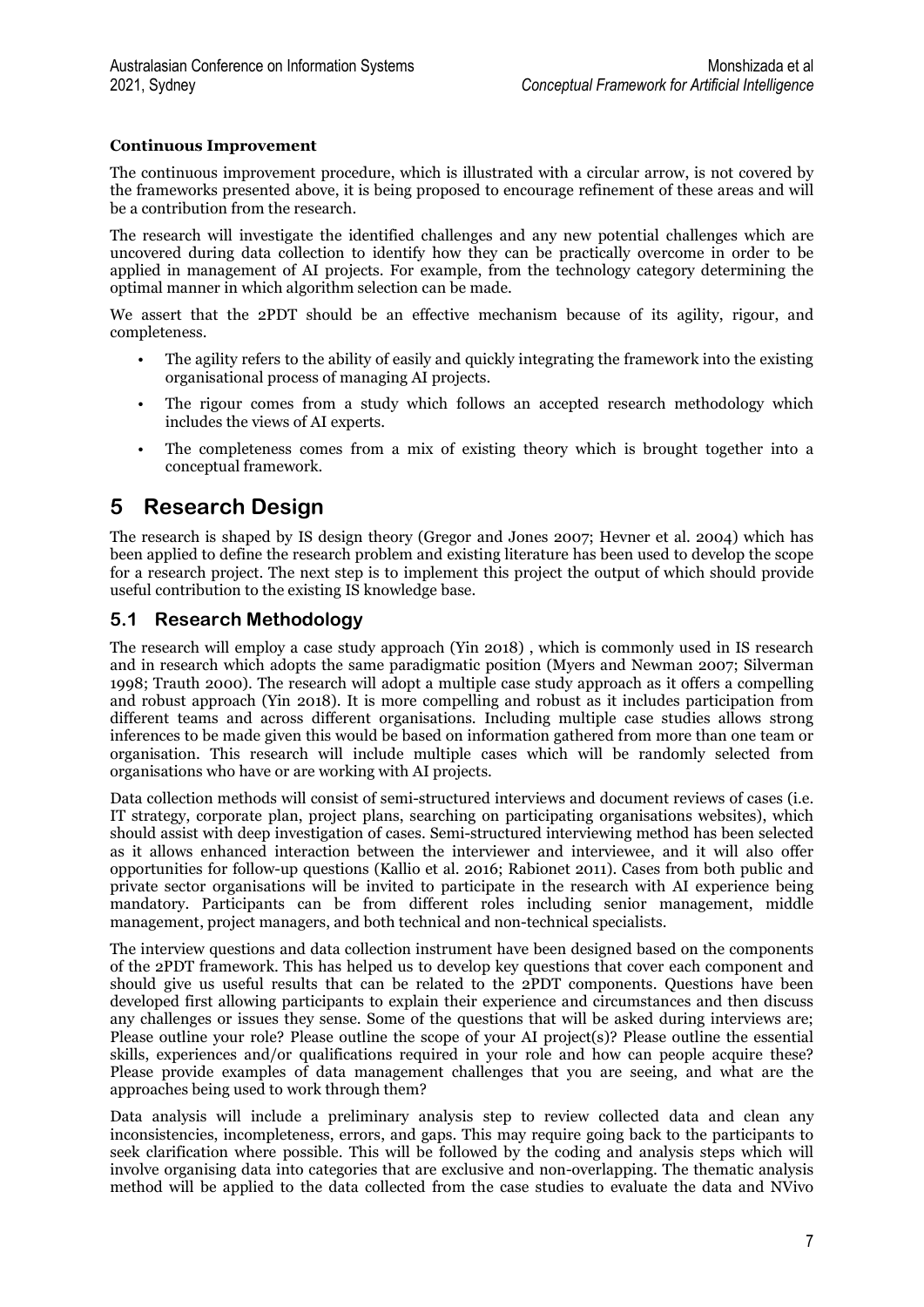#### Continuous Improvement

The continuous improvement procedure, which is illustrated with a circular arrow, is not covered by the frameworks presented above, it is being proposed to encourage refinement of these areas and will be a contribution from the research.

The research will investigate the identified challenges and any new potential challenges which are uncovered during data collection to identify how they can be practically overcome in order to be applied in management of AI projects. For example, from the technology category determining the optimal manner in which algorithm selection can be made.

We assert that the 2PDT should be an effective mechanism because of its agility, rigour, and completeness.

- The agility refers to the ability of easily and quickly integrating the framework into the existing organisational process of managing AI projects.
- The rigour comes from a study which follows an accepted research methodology which includes the views of AI experts.
- The completeness comes from a mix of existing theory which is brought together into a conceptual framework.

# 5 Research Design

The research is shaped by IS design theory (Gregor and Jones 2007; Hevner et al. 2004) which has been applied to define the research problem and existing literature has been used to develop the scope for a research project. The next step is to implement this project the output of which should provide useful contribution to the existing IS knowledge base.

## 5.1 Research Methodology

The research will employ a case study approach (Yin 2018) , which is commonly used in IS research and in research which adopts the same paradigmatic position (Myers and Newman 2007; Silverman 1998; Trauth 2000). The research will adopt a multiple case study approach as it offers a compelling and robust approach (Yin 2018). It is more compelling and robust as it includes participation from different teams and across different organisations. Including multiple case studies allows strong inferences to be made given this would be based on information gathered from more than one team or organisation. This research will include multiple cases which will be randomly selected from organisations who have or are working with AI projects.

Data collection methods will consist of semi-structured interviews and document reviews of cases (i.e. IT strategy, corporate plan, project plans, searching on participating organisations websites), which should assist with deep investigation of cases. Semi-structured interviewing method has been selected as it allows enhanced interaction between the interviewer and interviewee, and it will also offer opportunities for follow-up questions (Kallio et al. 2016; Rabionet 2011). Cases from both public and private sector organisations will be invited to participate in the research with AI experience being mandatory. Participants can be from different roles including senior management, middle management, project managers, and both technical and non-technical specialists.

The interview questions and data collection instrument have been designed based on the components of the 2PDT framework. This has helped us to develop key questions that cover each component and should give us useful results that can be related to the 2PDT components. Questions have been developed first allowing participants to explain their experience and circumstances and then discuss any challenges or issues they sense. Some of the questions that will be asked during interviews are; Please outline your role? Please outline the scope of your AI project(s)? Please outline the essential skills, experiences and/or qualifications required in your role and how can people acquire these? Please provide examples of data management challenges that you are seeing, and what are the approaches being used to work through them?

Data analysis will include a preliminary analysis step to review collected data and clean any inconsistencies, incompleteness, errors, and gaps. This may require going back to the participants to seek clarification where possible. This will be followed by the coding and analysis steps which will involve organising data into categories that are exclusive and non-overlapping. The thematic analysis method will be applied to the data collected from the case studies to evaluate the data and NVivo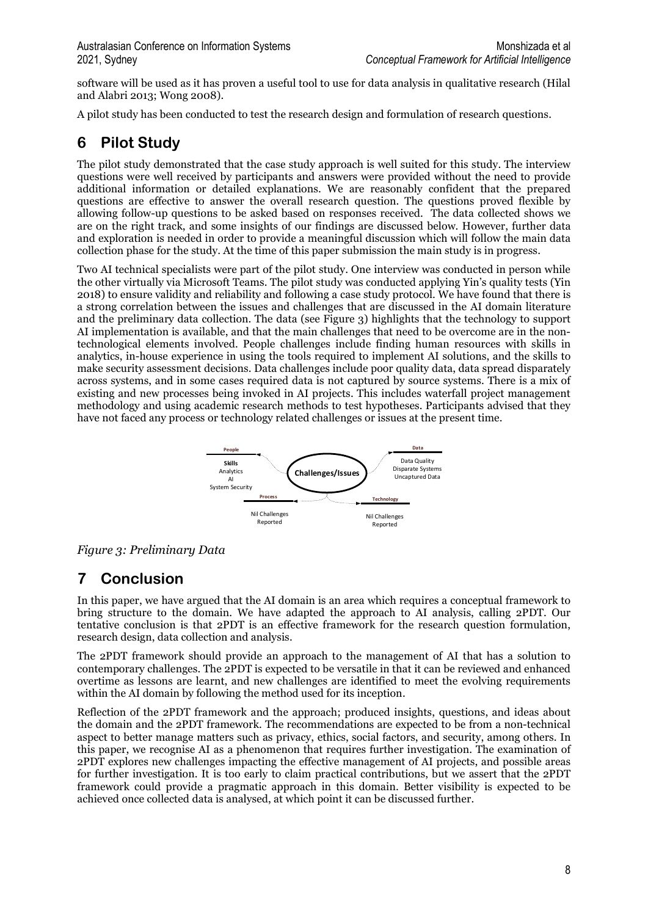software will be used as it has proven a useful tool to use for data analysis in qualitative research (Hilal and Alabri 2013; Wong 2008).

A pilot study has been conducted to test the research design and formulation of research questions.

# 6 Pilot Study

The pilot study demonstrated that the case study approach is well suited for this study. The interview questions were well received by participants and answers were provided without the need to provide additional information or detailed explanations. We are reasonably confident that the prepared questions are effective to answer the overall research question. The questions proved flexible by allowing follow-up questions to be asked based on responses received. The data collected shows we are on the right track, and some insights of our findings are discussed below. However, further data and exploration is needed in order to provide a meaningful discussion which will follow the main data collection phase for the study. At the time of this paper submission the main study is in progress.

Two AI technical specialists were part of the pilot study. One interview was conducted in person while the other virtually via Microsoft Teams. The pilot study was conducted applying Yin's quality tests (Yin 2018) to ensure validity and reliability and following a case study protocol. We have found that there is a strong correlation between the issues and challenges that are discussed in the AI domain literature and the preliminary data collection. The data (see Figure 3) highlights that the technology to support AI implementation is available, and that the main challenges that need to be overcome are in the non-technological elements involved. People challenges include finding human resources with skills in analytics, in-house experience in using the tools required to implement AI solutions, and the skills to make security assessment decisions. Data challenges include poor quality data, data spread disparately across systems, and in some cases required data is not captured by source systems. There is a mix of existing and new processes being invoked in AI projects. This includes waterfall project management methodology and using academic research methods to test hypotheses. Participants advised that they have not faced any process or technology related challenges or issues at the present time.

*Figure 3: Preliminary Data*

# 7 Conclusion

In this paper, we have argued that the AI domain is an area which requires a conceptual framework to bring structure to the domain. We have adapted the approach to AI analysis, calling 2PDT. Our tentative conclusion is that 2PDT is an effective framework for the research question formulation, research design, data collection and analysis.

The 2PDT framework should provide an approach to the management of AI that has a solution to contemporary challenges. The 2PDT is expected to be versatile in that it can be reviewed and enhanced overtime as lessons are learnt, and new challenges are identified to meet the evolving requirements within the AI domain by following the method used for its inception.

Reflection of the 2PDT framework and the approach; produced insights, questions, and ideas about the domain and the 2PDT framework. The recommendations are expected to be from a non-technical aspect to better manage matters such as privacy, ethics, social factors, and security, among others. In this paper, we recognise AI as a phenomenon that requires further investigation. The examination of 2PDT explores new challenges impacting the effective management of AI projects, and possible areas for further investigation. It is too early to claim practical contributions, but we assert that the 2PDT framework could provide a pragmatic approach in this domain. Better visibility is expected to be achieved once collected data is analysed, at which point it can be discussed further.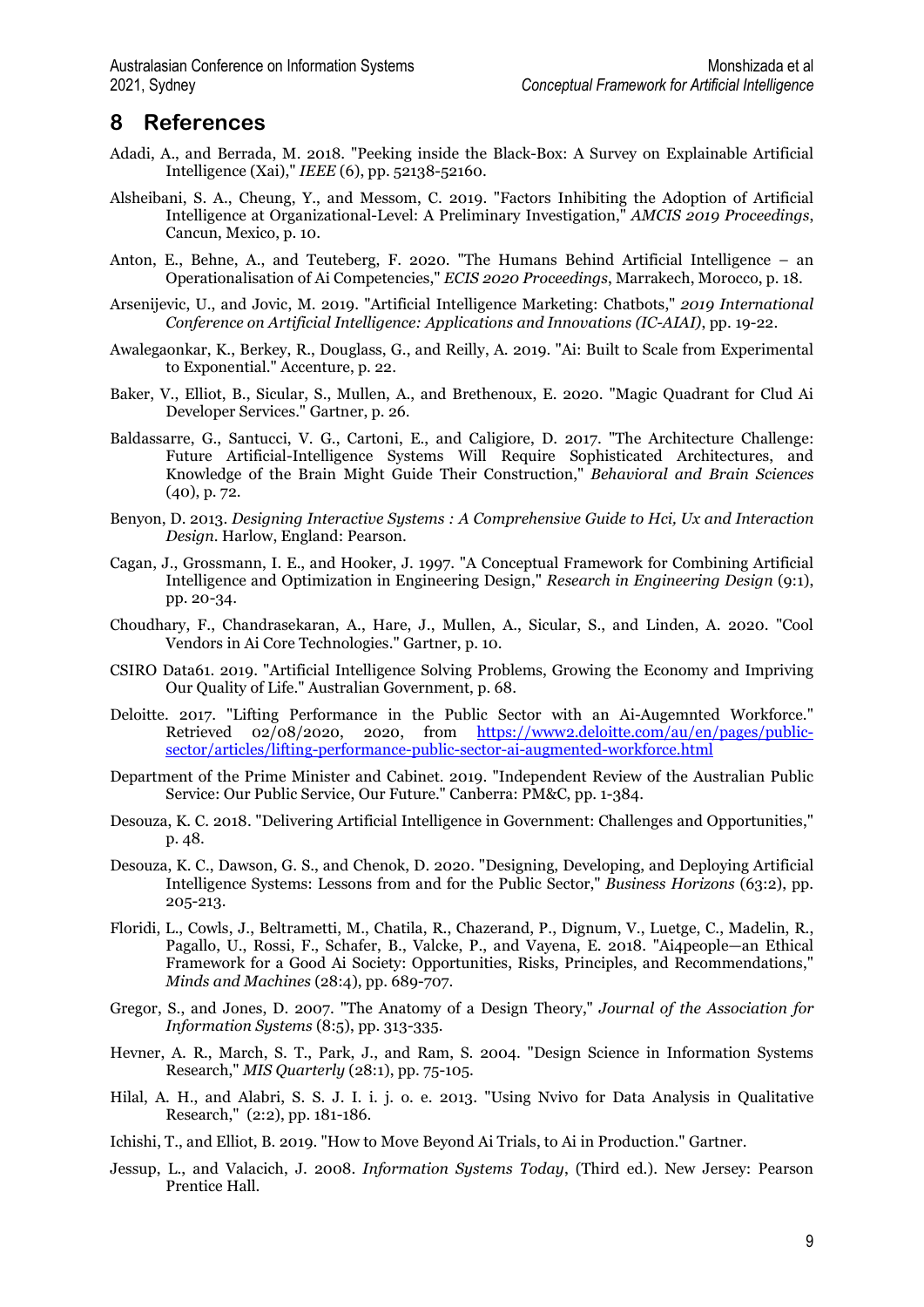## 8 References

Adadi, A., and Berrada, M. 2018. "Peeking inside the Black-Box: A Survey on Explainable Artificial Intelligence (Xai)," *IEEE* (6), pp. 52138-52160.

Alsheibani, S. A., Cheung, Y., and Messom, C. 2019. "Factors Inhibiting the Adoption of Artificial Intelligence at Organizational-Level: A Preliminary Investigation," *AMCIS 2019 Proceedings*, Cancun, Mexico, p. 10.

Anton, E., Behne, A., and Teuteberg, F. 2020. "The Humans Behind Artificial Intelligence – an Operationalisation of Ai Competencies," *ECIS 2020 Proceedings*, Marrakech, Morocco, p. 18.

Arsenijevic, U., and Jovic, M. 2019. "Artificial Intelligence Marketing: Chatbots," *2019 International Conference on Artificial Intelligence: Applications and Innovations (IC-AIAI)*, pp. 19-22.

Awalegaonkar, K., Berkey, R., Douglass, G., and Reilly, A. 2019. "Ai: Built to Scale from Experimental to Exponential." Accenture, p. 22.

Baker, V., Elliot, B., Sicular, S., Mullen, A., and Brethenoux, E. 2020. "Magic Quadrant for Clud Ai Developer Services." Gartner, p. 26.

Baldassarre, G., Santucci, V. G., Cartoni, E., and Caligiore, D. 2017. "The Architecture Challenge: Future Artificial-Intelligence Systems Will Require Sophisticated Architectures, and Knowledge of the Brain Might Guide Their Construction," *Behavioral and Brain Sciences* (40), p. 72.

Benyon, D. 2013. *Designing Interactive Systems : A Comprehensive Guide to Hci, Ux and Interaction Design*. Harlow, England: Pearson.

Cagan, J., Grossmann, I. E., and Hooker, J. 1997. "A Conceptual Framework for Combining Artificial Intelligence and Optimization in Engineering Design," *Research in Engineering Design* (9:1), pp. 20-34.

Choudhary, F., Chandrasekaran, A., Hare, J., Mullen, A., Sicular, S., and Linden, A. 2020. "Cool Vendors in Ai Core Technologies." Gartner, p. 10.

CSIRO Data61. 2019. "Artificial Intelligence Solving Problems, Growing the Economy and Impriving Our Quality of Life." Australian Government, p. 68.

Deloitte. 2017. "Lifting Performance in the Public Sector with an Ai-Augemnted Workforce." Retrieved 02/08/2020, 2020, from https://www2.deloitte.com/au/en/pages/public-sector/articles/lifting-performance-public-sector-ai-augmented-workforce.html

Department of the Prime Minister and Cabinet. 2019. "Independent Review of the Australian Public Service: Our Public Service, Our Future." Canberra: PM&C, pp. 1-384.

Desouza, K. C. 2018. "Delivering Artificial Intelligence in Government: Challenges and Opportunities," p. 48.

Desouza, K. C., Dawson, G. S., and Chenok, D. 2020. "Designing, Developing, and Deploying Artificial Intelligence Systems: Lessons from and for the Public Sector," *Business Horizons* (63:2), pp. 205-213.

Floridi, L., Cowls, J., Beltrametti, M., Chatila, R., Chazerand, P., Dignum, V., Luetge, C., Madelin, R., Pagallo, U., Rossi, F., Schafer, B., Valcke, P., and Vayena, E. 2018. "Ai4people—an Ethical Framework for a Good Ai Society: Opportunities, Risks, Principles, and Recommendations," *Minds and Machines* (28:4), pp. 689-707.

Gregor, S., and Jones, D. 2007. "The Anatomy of a Design Theory," *Journal of the Association for Information Systems* (8:5), pp. 313-335.

Hevner, A. R., March, S. T., Park, J., and Ram, S. 2004. "Design Science in Information Systems Research," *MIS Quarterly* (28:1), pp. 75-105.

Hilal, A. H., and Alabri, S. S. J. I. i. j. o. e. 2013. "Using Nvivo for Data Analysis in Qualitative Research," (2:2), pp. 181-186.

Ichishi, T., and Elliot, B. 2019. "How to Move Beyond Ai Trials, to Ai in Production." Gartner.

Jessup, L., and Valacich, J. 2008. *Information Systems Today*, (Third ed.). New Jersey: Pearson Prentice Hall.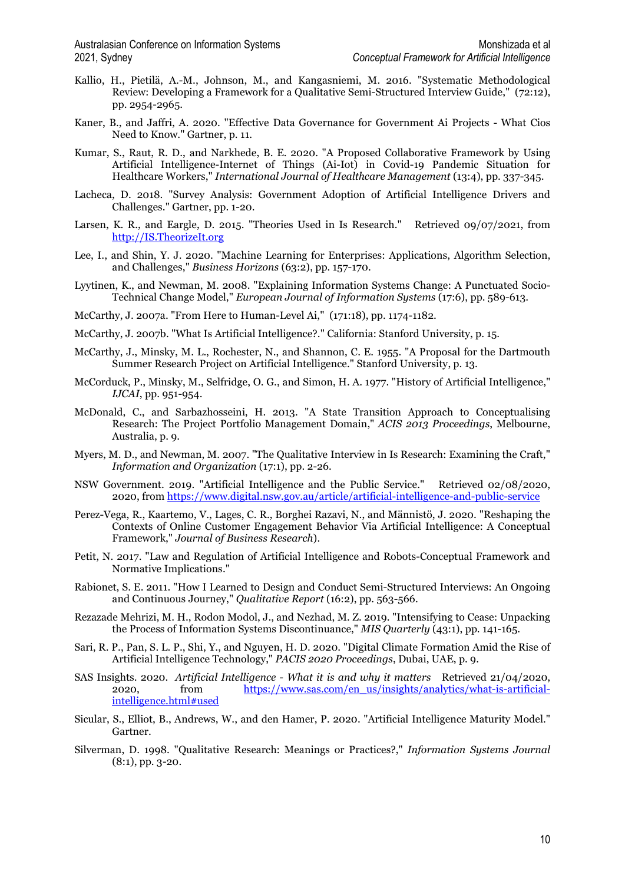Kallio, H., Pietilä, A.-M., Johnson, M., and Kangasniemi, M. 2016. "Systematic Methodological Review: Developing a Framework for a Qualitative Semi-Structured Interview Guide," (72:12), pp. 2954-2965.

Kaner, B., and Jaffri, A. 2020. "Effective Data Governance for Government Ai Projects - What Cios Need to Know." Gartner, p. 11.

Kumar, S., Raut, R. D., and Narkhede, B. E. 2020. "A Proposed Collaborative Framework by Using Artificial Intelligence-Internet of Things (Ai-Iot) in Covid-19 Pandemic Situation for Healthcare Workers," *International Journal of Healthcare Management* (13:4), pp. 337-345.

Lacheca, D. 2018. "Survey Analysis: Government Adoption of Artificial Intelligence Drivers and Challenges." Gartner, pp. 1-20.

Larsen, K. R., and Eargle, D. 2015. "Theories Used in Is Research." Retrieved 09/07/2021, from http://IS.TheorizeIt.org

Lee, I., and Shin, Y. J. 2020. "Machine Learning for Enterprises: Applications, Algorithm Selection, and Challenges," *Business Horizons* (63:2), pp. 157-170.

Lyytinen, K., and Newman, M. 2008. "Explaining Information Systems Change: A Punctuated Socio-Technical Change Model," *European Journal of Information Systems* (17:6), pp. 589-613.

McCarthy, J. 2007a. "From Here to Human-Level Ai," (171:18), pp. 1174-1182.

McCarthy, J. 2007b. "What Is Artificial Intelligence?." California: Stanford University, p. 15.

McCarthy, J., Minsky, M. L., Rochester, N., and Shannon, C. E. 1955. "A Proposal for the Dartmouth Summer Research Project on Artificial Intelligence." Stanford University, p. 13.

McCorduck, P., Minsky, M., Selfridge, O. G., and Simon, H. A. 1977. "History of Artificial Intelligence," *IJCAI*, pp. 951-954.

McDonald, C., and Sarbazhosseini, H. 2013. "A State Transition Approach to Conceptualising Research: The Project Portfolio Management Domain," *ACIS 2013 Proceedings*, Melbourne, Australia, p. 9.

Myers, M. D., and Newman, M. 2007. "The Qualitative Interview in Is Research: Examining the Craft," *Information and Organization* (17:1), pp. 2-26.

NSW Government. 2019. "Artificial Intelligence and the Public Service." Retrieved 02/08/2020, 2020, from https://www.digital.nsw.gov.au/article/artificial-intelligence-and-public-service

Perez-Vega, R., Kaartemo, V., Lages, C. R., Borghei Razavi, N., and Männistö, J. 2020. "Reshaping the Contexts of Online Customer Engagement Behavior Via Artificial Intelligence: A Conceptual Framework," *Journal of Business Research*).

Petit, N. 2017. "Law and Regulation of Artificial Intelligence and Robots-Conceptual Framework and Normative Implications."

Rabionet, S. E. 2011. "How I Learned to Design and Conduct Semi-Structured Interviews: An Ongoing and Continuous Journey," *Qualitative Report* (16:2), pp. 563-566.

Rezazade Mehrizi, M. H., Rodon Modol, J., and Nezhad, M. Z. 2019. "Intensifying to Cease: Unpacking the Process of Information Systems Discontinuance," *MIS Quarterly* (43:1), pp. 141-165.

Sari, R. P., Pan, S. L. P., Shi, Y., and Nguyen, H. D. 2020. "Digital Climate Formation Amid the Rise of Artificial Intelligence Technology," *PACIS 2020 Proceedings*, Dubai, UAE, p. 9.

SAS Insights. 2020. *Artificial Intelligence - What it is and why it matters* Retrieved 21/04/2020, 2020, from https://www.sas.com/en_us/insights/analytics/what-is-artificial-intelligence.html#used

Sicular, S., Elliot, B., Andrews, W., and den Hamer, P. 2020. "Artificial Intelligence Maturity Model." Gartner.

Silverman, D. 1998. "Qualitative Research: Meanings or Practices?," *Information Systems Journal* (8:1), pp. 3-20.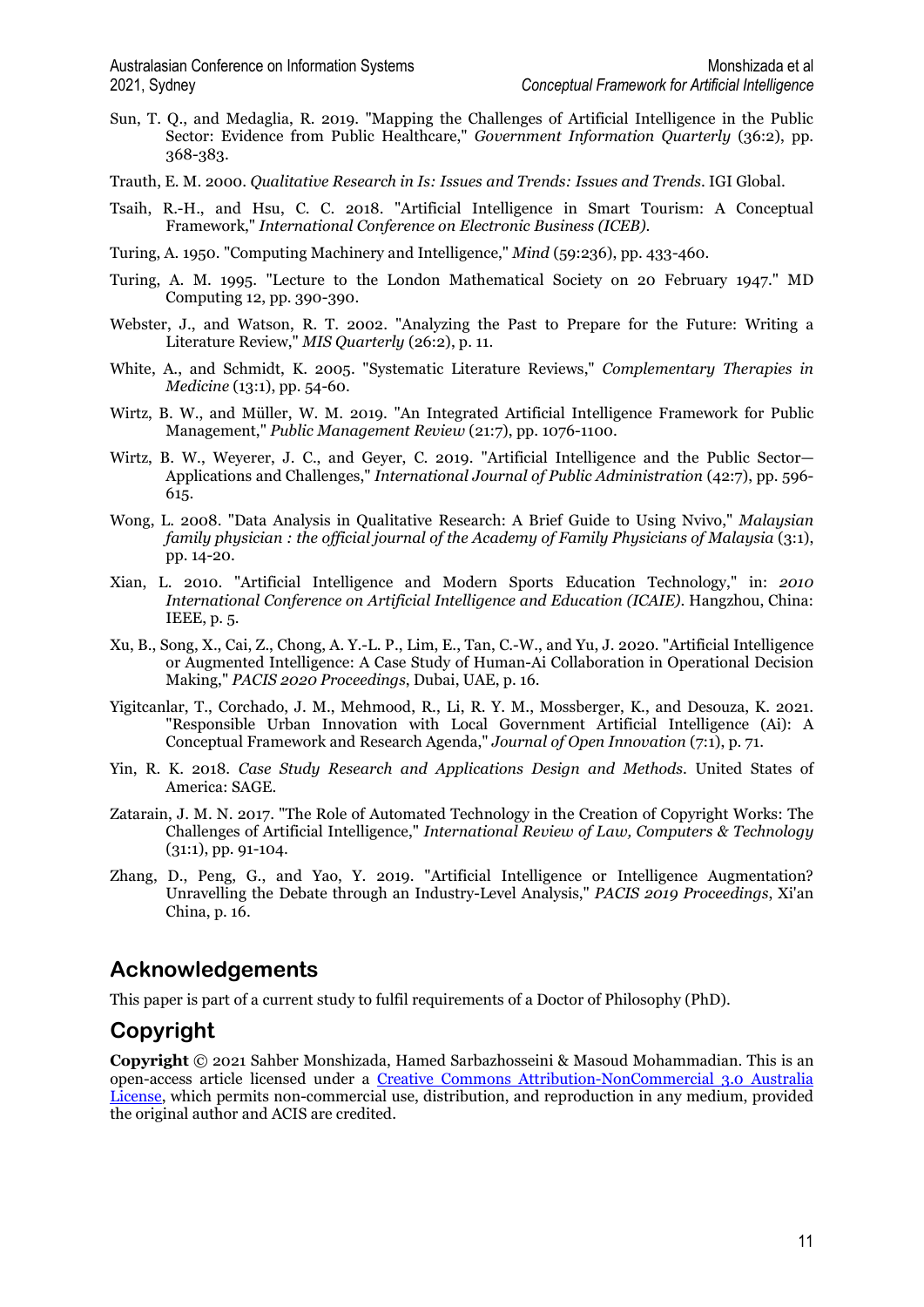Sun, T. Q., and Medaglia, R. 2019. "Mapping the Challenges of Artificial Intelligence in the Public Sector: Evidence from Public Healthcare," *Government Information Quarterly* (36:2), pp. 368-383.

Trauth, E. M. 2000. *Qualitative Research in Is: Issues and Trends: Issues and Trends*. IGI Global.

Tsaih, R.-H., and Hsu, C. C. 2018. "Artificial Intelligence in Smart Tourism: A Conceptual Framework," *International Conference on Electronic Business (ICEB)*.

Turing, A. 1950. "Computing Machinery and Intelligence," *Mind* (59:236), pp. 433-460.

Turing, A. M. 1995. "Lecture to the London Mathematical Society on 20 February 1947." MD Computing 12, pp. 390-390.

Webster, J., and Watson, R. T. 2002. "Analyzing the Past to Prepare for the Future: Writing a Literature Review," *MIS Quarterly* (26:2), p. 11.

White, A., and Schmidt, K. 2005. "Systematic Literature Reviews," *Complementary Therapies in Medicine* (13:1), pp. 54-60.

Wirtz, B. W., and Müller, W. M. 2019. "An Integrated Artificial Intelligence Framework for Public Management," *Public Management Review* (21:7), pp. 1076-1100.

Wirtz, B. W., Weyerer, J. C., and Geyer, C. 2019. "Artificial Intelligence and the Public Sector—Applications and Challenges," *International Journal of Public Administration* (42:7), pp. 596-615.

Wong, L. 2008. "Data Analysis in Qualitative Research: A Brief Guide to Using Nvivo," *Malaysian family physician : the official journal of the Academy of Family Physicians of Malaysia* (3:1), pp. 14-20.

Xian, L. 2010. "Artificial Intelligence and Modern Sports Education Technology," in: *2010 International Conference on Artificial Intelligence and Education (ICAIE)*. Hangzhou, China: IEEE, p. 5.

Xu, B., Song, X., Cai, Z., Chong, A. Y.-L. P., Lim, E., Tan, C.-W., and Yu, J. 2020. "Artificial Intelligence or Augmented Intelligence: A Case Study of Human-Ai Collaboration in Operational Decision Making," *PACIS 2020 Proceedings*, Dubai, UAE, p. 16.

Yigitcanlar, T., Corchado, J. M., Mehmood, R., Li, R. Y. M., Mossberger, K., and Desouza, K. 2021. "Responsible Urban Innovation with Local Government Artificial Intelligence (Ai): A Conceptual Framework and Research Agenda," *Journal of Open Innovation* (7:1), p. 71.

Yin, R. K. 2018. *Case Study Research and Applications Design and Methods*. United States of America: SAGE.

Zatarain, J. M. N. 2017. "The Role of Automated Technology in the Creation of Copyright Works: The Challenges of Artificial Intelligence," *International Review of Law, Computers & Technology* (31:1), pp. 91-104.

Zhang, D., Peng, G., and Yao, Y. 2019. "Artificial Intelligence or Intelligence Augmentation? Unravelling the Debate through an Industry-Level Analysis," *PACIS 2019 Proceedings*, Xi'an China, p. 16.

## Acknowledgements

This paper is part of a current study to fulfil requirements of a Doctor of Philosophy (PhD).

## Copyright

**Copyright** © 2021 Sahber Monshizada, Hamed Sarbazhosseini & Masoud Mohammadian. This is an open-access article licensed under a Creative Commons Attribution-NonCommercial 3.0 Australia License, which permits non-commercial use, distribution, and reproduction in any medium, provided the original author and ACIS are credited.